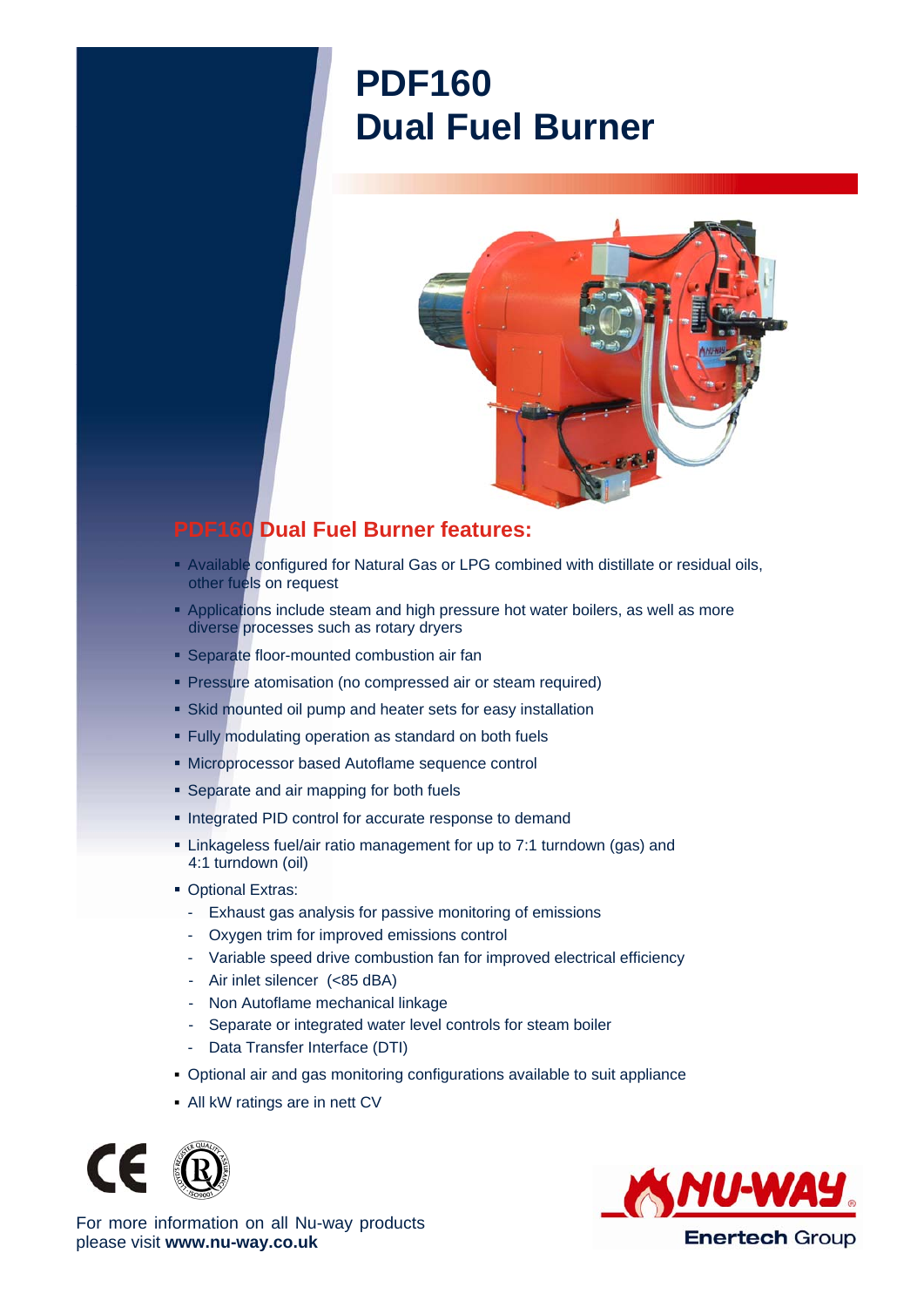# PDF160 Dual Fuel Burner

## PDF160 Dual Fuel Burner features:

- Available configured for Natural Gas or LPG combined with distillate or residual oils, other fuels on request
- Applications include steam and high pressure hot water boilers, as well as more diverse processes such as rotary dryers
- Separate floor-mounted combustion air fan
- Pressure atomisation (no compressed air or steam required)
- Skid mounted oil pump and heater sets for easy installation
- Fully modulating operation as standard on both fuels
- Microprocessor based Autoflame sequence control
- Separate and air mapping for both fuels
- Integrated PID control for accurate response to demand
- Linkageless fuel/air ratio management for up to 7:1 turndown (gas) and 4:1 turndown (oil)
- Optional Extras:
  - Exhaust gas analysis for passive monitoring of emissions
  - Oxygen trim for improved emissions control
  - Variable speed drive combustion fan for improved electrical efficiency
  - Air inlet silencer (<85 dBA)
  - Non Autoflame mechanical linkage
  - Separate or integrated water level controls for steam boiler
  - Data Transfer Interface (DTI)
- Optional air and gas monitoring configurations available to suit appliance
- All kW ratings are in nett CV

For more information on all Nu-way products please visit **www.nu-way.co.uk**

NU-WAY® Enertech Group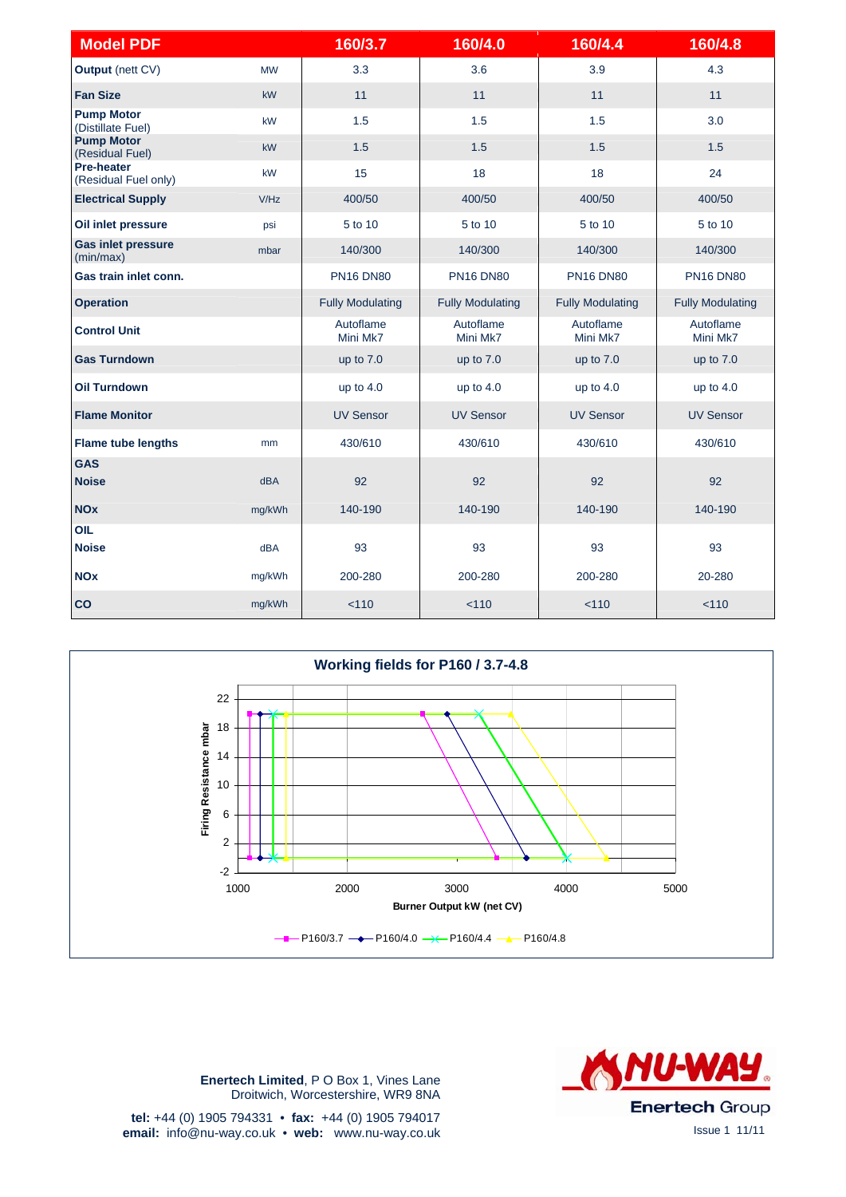| Model PDF | | 160/3.7 | 160/4.0 | 160/4.4 | 160/4.8 |
|---|---|---|---|---|---|
| **Output** (nett CV) | MW | 3.3 | 3.6 | 3.9 | 4.3 |
| **Fan Size** | kW | 11 | 11 | 11 | 11 |
| **Pump Motor** (Distillate Fuel) | kW | 1.5 | 1.5 | 1.5 | 3.0 |
| **Pump Motor** (Residual Fuel) | kW | 1.5 | 1.5 | 1.5 | 1.5 |
| **Pre-heater** (Residual Fuel only) | kW | 15 | 18 | 18 | 24 |
| **Electrical Supply** | V/Hz | 400/50 | 400/50 | 400/50 | 400/50 |
| **Oil inlet pressure** | psi | 5 to 10 | 5 to 10 | 5 to 10 | 5 to 10 |
| **Gas inlet pressure** (min/max) | mbar | 140/300 | 140/300 | 140/300 | 140/300 |
| **Gas train inlet conn.** | | PN16 DN80 | PN16 DN80 | PN16 DN80 | PN16 DN80 |
| **Operation** | | Fully Modulating | Fully Modulating | Fully Modulating | Fully Modulating |
| **Control Unit** | | Autoflame Mini Mk7 | Autoflame Mini Mk7 | Autoflame Mini Mk7 | Autoflame Mini Mk7 |
| **Gas Turndown** | | up to 7.0 | up to 7.0 | up to 7.0 | up to 7.0 |
| **Oil Turndown** | | up to 4.0 | up to 4.0 | up to 4.0 | up to 4.0 |
| **Flame Monitor** | | UV Sensor | UV Sensor | UV Sensor | UV Sensor |
| **Flame tube lengths** | mm | 430/610 | 430/610 | 430/610 | 430/610 |
| **GAS** | | | | | |
| **Noise** | dBA | 92 | 92 | 92 | 92 |
| **NOx** | mg/kWh | 140-190 | 140-190 | 140-190 | 140-190 |
| **OIL** | | | | | |
| **Noise** | dBA | 93 | 93 | 93 | 93 |
| **NOx** | mg/kWh | 200-280 | 200-280 | 200-280 | 20-280 |
| **CO** | mg/kWh | <110 | <110 | <110 | <110 |

**Working fields for P160 / 3.7-4.8**

Firing Resistance mbar

22
18
14
10
6
2
-2

1000 2000 3000 4000 5000

Burner Output kW (net CV)

P160/3.7  P160/4.0  P160/4.4  P160/4.8

**Enertech Limited**, P O Box 1, Vines Lane
Droitwich, Worcestershire, WR9 8NA

**tel:** +44 (0) 1905 794331 • **fax:** +44 (0) 1905 794017
**email:** info@nu-way.co.uk • **web:** www.nu-way.co.uk

NU-WAY
Enertech Group

Issue 1 11/11